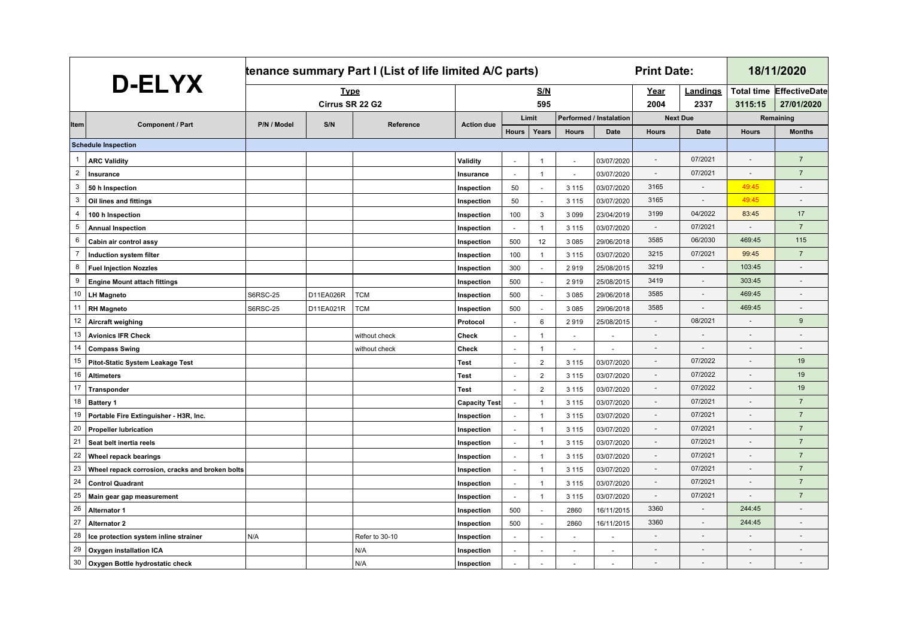| D-ELYX | | tenance summary Part I (List of life limited A/C parts) | | | | | | | | | Print Date: | | 18/11/2020 | |
|---|---|---|---|---|---|---|---|---|---|---|---|---|---|---|
| | | Type | | | S/N | | | | | | Year | Landings | Total time | EffectiveDate |
| | | Cirrus SR 22 G2 | | | 595 | | | | | | 2004 | 2337 | 3115:15 | 27/01/2020 |
| Item | Component / Part | P/N / Model | S/N | Reference | Action due | Limit | | Performed / Instalation | | Next Due | | Remaining | |
| | | | | | | Hours | Years | Hours | Date | Hours | Date | Hours | Months |
| | Schedule Inspection | | | | | | | | | | | | |
| 1 | ARC Validity | | | | Validity | - | 1 | - | 03/07/2020 | - | 07/2021 | - | 7 |
| 2 | Insurance | | | | Insurance | - | 1 | - | 03/07/2020 | - | 07/2021 | - | 7 |
| 3 | 50 h Inspection | | | | Inspection | 50 | - | 3 115 | 03/07/2020 | 3165 | - | 49:45 | - |
| 3 | Oil lines and fittings | | | | Inspection | 50 | - | 3 115 | 03/07/2020 | 3165 | - | 49:45 | - |
| 4 | 100 h Inspection | | | | Inspection | 100 | 3 | 3 099 | 23/04/2019 | 3199 | 04/2022 | 83:45 | 17 |
| 5 | Annual Inspection | | | | Inspection | - | 1 | 3 115 | 03/07/2020 | - | 07/2021 | - | 7 |
| 6 | Cabin air control assy | | | | Inspection | 500 | 12 | 3 085 | 29/06/2018 | 3585 | 06/2030 | 469:45 | 115 |
| 7 | Induction system filter | | | | Inspection | 100 | 1 | 3 115 | 03/07/2020 | 3215 | 07/2021 | 99:45 | 7 |
| 8 | Fuel Injection Nozzles | | | | Inspection | 300 | - | 2 919 | 25/08/2015 | 3219 | - | 103:45 | - |
| 9 | Engine Mount attach fittings | | | | Inspection | 500 | - | 2 919 | 25/08/2015 | 3419 | - | 303:45 | - |
| 10 | LH Magneto | S6RSC-25 | D11EA026R | TCM | Inspection | 500 | - | 3 085 | 29/06/2018 | 3585 | - | 469:45 | - |
| 11 | RH Magneto | S6RSC-25 | D11EA021R | TCM | Inspection | 500 | - | 3 085 | 29/06/2018 | 3585 | - | 469:45 | - |
| 12 | Aircraft weighing | | | | Protocol | - | 6 | 2 919 | 25/08/2015 | - | 08/2021 | - | 9 |
| 13 | Avionics IFR Check | | | without check | Check | - | 1 | - | - | - | - | - | - |
| 14 | Compass Swing | | | without check | Check | - | 1 | - | - | - | - | - | - |
| 15 | Pitot-Static System Leakage Test | | | | Test | - | 2 | 3 115 | 03/07/2020 | - | 07/2022 | - | 19 |
| 16 | Altimeters | | | | Test | - | 2 | 3 115 | 03/07/2020 | - | 07/2022 | - | 19 |
| 17 | Transponder | | | | Test | - | 2 | 3 115 | 03/07/2020 | - | 07/2022 | - | 19 |
| 18 | Battery 1 | | | | Capacity Test | - | 1 | 3 115 | 03/07/2020 | - | 07/2021 | - | 7 |
| 19 | Portable Fire Extinguisher - H3R, Inc. | | | | Inspection | - | 1 | 3 115 | 03/07/2020 | - | 07/2021 | - | 7 |
| 20 | Propeller lubrication | | | | Inspection | - | 1 | 3 115 | 03/07/2020 | - | 07/2021 | - | 7 |
| 21 | Seat belt inertia reels | | | | Inspection | - | 1 | 3 115 | 03/07/2020 | - | 07/2021 | - | 7 |
| 22 | Wheel repack bearings | | | | Inspection | - | 1 | 3 115 | 03/07/2020 | - | 07/2021 | - | 7 |
| 23 | Wheel repack corrosion, cracks and broken bolts | | | | Inspection | - | 1 | 3 115 | 03/07/2020 | - | 07/2021 | - | 7 |
| 24 | Control Quadrant | | | | Inspection | - | 1 | 3 115 | 03/07/2020 | - | 07/2021 | - | 7 |
| 25 | Main gear gap measurement | | | | Inspection | - | 1 | 3 115 | 03/07/2020 | - | 07/2021 | - | 7 |
| 26 | Alternator 1 | | | | Inspection | 500 | - | 2860 | 16/11/2015 | 3360 | - | 244:45 | - |
| 27 | Alternator 2 | | | | Inspection | 500 | - | 2860 | 16/11/2015 | 3360 | - | 244:45 | - |
| 28 | Ice protection system inline strainer | N/A | | Refer to 30-10 | Inspection | - | - | - | - | - | - | - | - |
| 29 | Oxygen installation ICA | | | N/A | Inspection | - | - | - | - | - | - | - | - |
| 30 | Oxygen Bottle hydrostatic check | | | N/A | Inspection | - | - | - | - | - | - | - | - |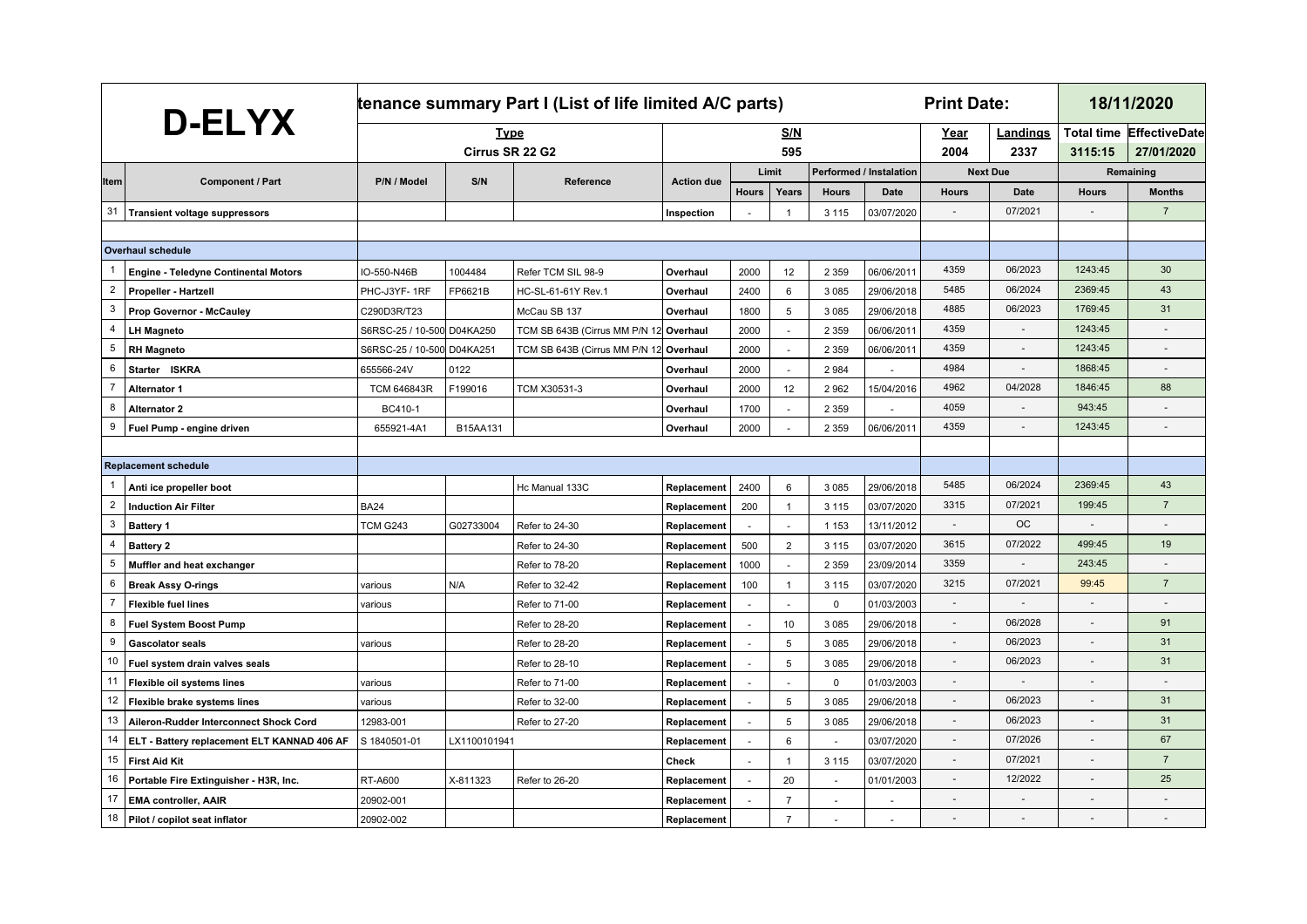| D-ELYX | | tenance summary Part I (List of life limited A/C parts) | | | | | | | | | Print Date: | | 18/11/2020 | |
|---|---|---|---|---|---|---|---|---|---|---|---|---|---|---|
| | | Type | | | S/N | | | | | | Year | Landings | Total time | EffectiveDate |
| | | Cirrus SR 22 G2 | | | 595 | | | | | | 2004 | 2337 | 3115:15 | 27/01/2020 |
| Item | Component / Part | P/N / Model | S/N | Reference | Action due | Limit | | Performed / Instalation | | | Next Due | | Remaining | |
| | | | | | | Hours | Years | Hours | Date | | Hours | Date | Hours | Months |
| 31 | Transient voltage suppressors | | | | Inspection | - | 1 | 3 115 | 03/07/2020 | | - | 07/2021 | - | 7 |
| | | | | | | | | | | | | | | |
| | Overhaul schedule | | | | | | | | | | | | | |
| 1 | Engine - Teledyne Continental Motors | IO-550-N46B | 1004484 | Refer TCM SIL 98-9 | Overhaul | 2000 | 12 | 2 359 | 06/06/2011 | | 4359 | 06/2023 | 1243:45 | 30 |
| 2 | Propeller - Hartzell | PHC-J3YF- 1RF | FP6621B | HC-SL-61-61Y Rev.1 | Overhaul | 2400 | 6 | 3 085 | 29/06/2018 | | 5485 | 06/2024 | 2369:45 | 43 |
| 3 | Prop Governor - McCauley | C290D3R/T23 | | McCau SB 137 | Overhaul | 1800 | 5 | 3 085 | 29/06/2018 | | 4885 | 06/2023 | 1769:45 | 31 |
| 4 | LH Magneto | S6RSC-25 / 10-500 | D04KA250 | TCM SB 643B (Cirrus MM P/N 12 | Overhaul | 2000 | - | 2 359 | 06/06/2011 | | 4359 | - | 1243:45 | - |
| 5 | RH Magneto | S6RSC-25 / 10-500 | D04KA251 | TCM SB 643B (Cirrus MM P/N 12 | Overhaul | 2000 | - | 2 359 | 06/06/2011 | | 4359 | - | 1243:45 | - |
| 6 | Starter ISKRA | 655566-24V | 0122 | | Overhaul | 2000 | - | 2 984 | - | | 4984 | - | 1868:45 | - |
| 7 | Alternator 1 | TCM 646843R | F199016 | TCM X30531-3 | Overhaul | 2000 | 12 | 2 962 | 15/04/2016 | | 4962 | 04/2028 | 1846:45 | 88 |
| 8 | Alternator 2 | BC410-1 | | | Overhaul | 1700 | - | 2 359 | - | | 4059 | - | 943:45 | - |
| 9 | Fuel Pump - engine driven | 655921-4A1 | B15AA131 | | Overhaul | 2000 | - | 2 359 | 06/06/2011 | | 4359 | - | 1243:45 | - |
| | | | | | | | | | | | | | | |
| | Replacement schedule | | | | | | | | | | | | | |
| 1 | Anti ice propeller boot | | | Hc Manual 133C | Replacement | 2400 | 6 | 3 085 | 29/06/2018 | | 5485 | 06/2024 | 2369:45 | 43 |
| 2 | Induction Air Filter | BA24 | | | Replacement | 200 | 1 | 3 115 | 03/07/2020 | | 3315 | 07/2021 | 199:45 | 7 |
| 3 | Battery 1 | TCM G243 | G02733004 | Refer to 24-30 | Replacement | - | - | 1 153 | 13/11/2012 | | - | OC | - | - |
| 4 | Battery 2 | | | Refer to 24-30 | Replacement | 500 | 2 | 3 115 | 03/07/2020 | | 3615 | 07/2022 | 499:45 | 19 |
| 5 | Muffler and heat exchanger | | | Refer to 78-20 | Replacement | 1000 | - | 2 359 | 23/09/2014 | | 3359 | - | 243:45 | - |
| 6 | Break Assy O-rings | various | N/A | Refer to 32-42 | Replacement | 100 | 1 | 3 115 | 03/07/2020 | | 3215 | 07/2021 | 99:45 | 7 |
| 7 | Flexible fuel lines | various | | Refer to 71-00 | Replacement | - | - | 0 | 01/03/2003 | | - | - | - | - |
| 8 | Fuel System Boost Pump | | | Refer to 28-20 | Replacement | - | 10 | 3 085 | 29/06/2018 | | - | 06/2028 | - | 91 |
| 9 | Gascolator seals | various | | Refer to 28-20 | Replacement | - | 5 | 3 085 | 29/06/2018 | | - | 06/2023 | - | 31 |
| 10 | Fuel system drain valves seals | | | Refer to 28-10 | Replacement | - | 5 | 3 085 | 29/06/2018 | | - | 06/2023 | - | 31 |
| 11 | Flexible oil systems lines | various | | Refer to 71-00 | Replacement | - | - | 0 | 01/03/2003 | | - | - | - | - |
| 12 | Flexible brake systems lines | various | | Refer to 32-00 | Replacement | - | 5 | 3 085 | 29/06/2018 | | - | 06/2023 | - | 31 |
| 13 | Aileron-Rudder Interconnect Shock Cord | 12983-001 | | Refer to 27-20 | Replacement | - | 5 | 3 085 | 29/06/2018 | | - | 06/2023 | - | 31 |
| 14 | ELT - Battery replacement ELT KANNAD 406 AF | S 1840501-01 | LX1100101941 | | Replacement | - | 6 | - | 03/07/2020 | | - | 07/2026 | - | 67 |
| 15 | First Aid Kit | | | | Check | - | 1 | 3 115 | 03/07/2020 | | - | 07/2021 | - | 7 |
| 16 | Portable Fire Extinguisher - H3R, Inc. | RT-A600 | X-811323 | Refer to 26-20 | Replacement | - | 20 | - | 01/01/2003 | | - | 12/2022 | - | 25 |
| 17 | EMA controller, AAIR | 20902-001 | | | Replacement | - | 7 | - | - | | - | - | - | - |
| 18 | Pilot / copilot seat inflator | 20902-002 | | | Replacement | | 7 | - | - | | - | - | - | - |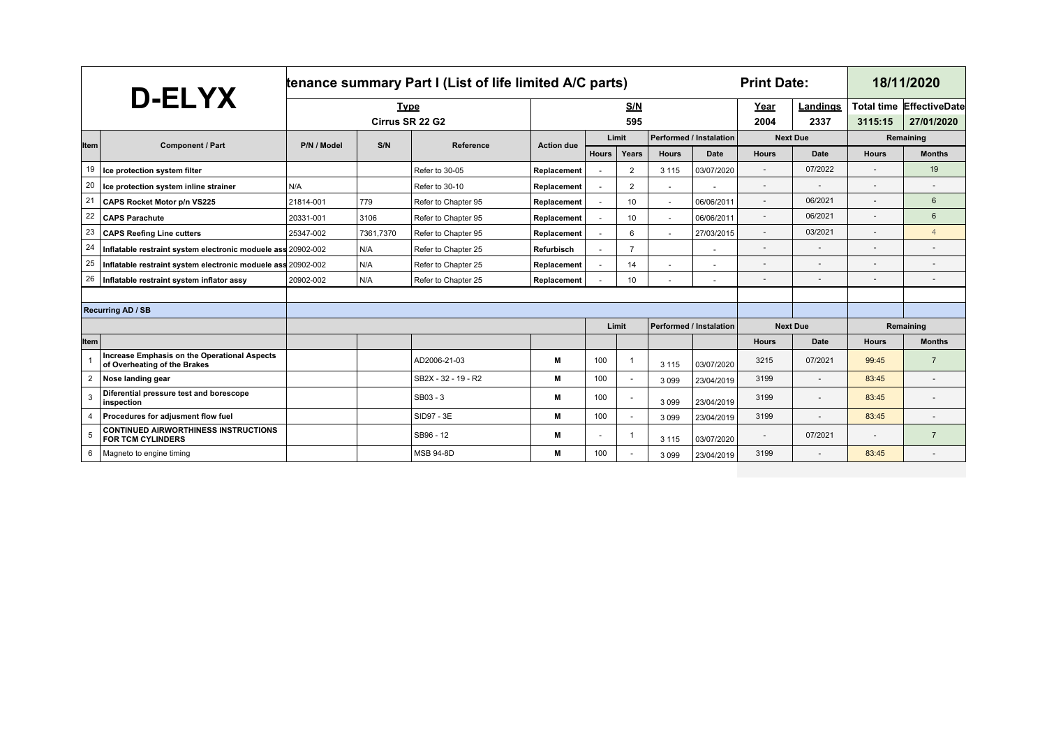| D-ELYX | | tenance summary Part I (List of life limited A/C parts) | | | | | | | | | Print Date: | | 18/11/2020 | |
|---|---|---|---|---|---|---|---|---|---|---|---|---|---|---|
| | | Type | | | S/N | | | | | | Year | Landings | Total time | EffectiveDate |
| | | Cirrus SR 22 G2 | | | 595 | | | | | | 2004 | 2337 | 3115:15 | 27/01/2020 |
| Item | Component / Part | P/N / Model | S/N | Reference | Action due | Limit | | Performed / Instalation | | Next Due | | Remaining | |
| | | | | | | Hours | Years | Hours | Date | Hours | Date | Hours | Months |
| 19 | Ice protection system filter | | | Refer to 30-05 | Replacement | - | 2 | 3 115 | 03/07/2020 | - | 07/2022 | - | 19 |
| 20 | Ice protection system inline strainer | N/A | | Refer to 30-10 | Replacement | - | 2 | - | - | - | - | - | - |
| 21 | CAPS Rocket Motor p/n VS225 | 21814-001 | 779 | Refer to Chapter 95 | Replacement | - | 10 | - | 06/06/2011 | - | 06/2021 | - | 6 |
| 22 | CAPS Parachute | 20331-001 | 3106 | Refer to Chapter 95 | Replacement | - | 10 | - | 06/06/2011 | - | 06/2021 | - | 6 |
| 23 | CAPS Reefing Line cutters | 25347-002 | 7361,7370 | Refer to Chapter 95 | Replacement | - | 6 | - | 27/03/2015 | - | 03/2021 | - | 4 |
| 24 | Inflatable restraint system electronic moduele ass | 20902-002 | N/A | Refer to Chapter 25 | Refurbisch | - | 7 | | - | - | - | - | - |
| 25 | Inflatable restraint system electronic moduele ass | 20902-002 | N/A | Refer to Chapter 25 | Replacement | - | 14 | - | - | - | - | - | - |
| 26 | Inflatable restraint system inflator assy | 20902-002 | N/A | Refer to Chapter 25 | Replacement | - | 10 | - | - | - | - | - | - |

**Recurring AD / SB**

| Item | | | | Reference | | Limit | | Performed / Instalation | | Next Due | | Remaining | |
|---|---|---|---|---|---|---|---|---|---|---|---|---|---|
| | | | | | | | | | | Hours | Date | Hours | Months |
| 1 | Increase Emphasis on the Operational Aspects of Overheating of the Brakes | | | AD2006-21-03 | M | 100 | 1 | 3 115 | 03/07/2020 | 3215 | 07/2021 | 99:45 | 7 |
| 2 | Nose landing gear | | | SB2X - 32 - 19 - R2 | M | 100 | - | 3 099 | 23/04/2019 | 3199 | - | 83:45 | - |
| 3 | Diferential pressure test and borescope inspection | | | SB03 - 3 | M | 100 | - | 3 099 | 23/04/2019 | 3199 | - | 83:45 | - |
| 4 | Procedures for adjusment flow fuel | | | SID97 - 3E | M | 100 | - | 3 099 | 23/04/2019 | 3199 | - | 83:45 | - |
| 5 | CONTINUED AIRWORTHINESS INSTRUCTIONS FOR TCM CYLINDERS | | | SB96 - 12 | M | - | 1 | 3 115 | 03/07/2020 | - | 07/2021 | - | 7 |
| 6 | Magneto to engine timing | | | MSB 94-8D | M | 100 | - | 3 099 | 23/04/2019 | 3199 | - | 83:45 | - |